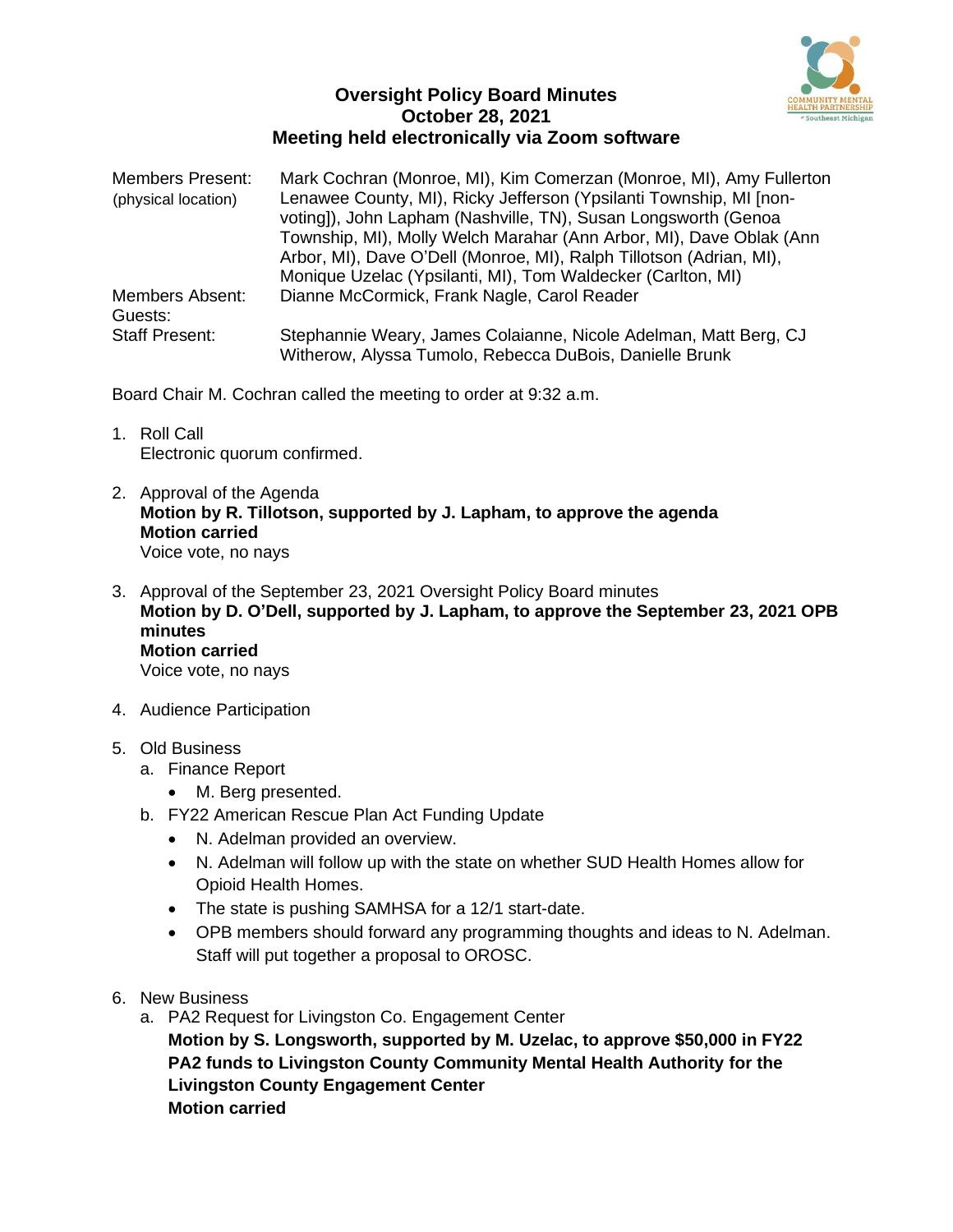# Oversight Policy Board Minutes
## October 28, 2021
## Meeting held electronically via Zoom software

| | |
|---|---|
| Members Present: (physical location) | Mark Cochran (Monroe, MI), Kim Comerzan (Monroe, MI), Amy Fullerton Lenawee County, MI), Ricky Jefferson (Ypsilanti Township, MI [non-voting]), John Lapham (Nashville, TN), Susan Longsworth (Genoa Township, MI), Molly Welch Marahar (Ann Arbor, MI), Dave Oblak (Ann Arbor, MI), Dave O'Dell (Monroe, MI), Ralph Tillotson (Adrian, MI), Monique Uzelac (Ypsilanti, MI), Tom Waldecker (Carlton, MI) |
| Members Absent: | Dianne McCormick, Frank Nagle, Carol Reader |
| Guests: | |
| Staff Present: | Stephannie Weary, James Colaianne, Nicole Adelman, Matt Berg, CJ Witherow, Alyssa Tumolo, Rebecca DuBois, Danielle Brunk |

Board Chair M. Cochran called the meeting to order at 9:32 a.m.

1. Roll Call
   Electronic quorum confirmed.

2. Approval of the Agenda
   **Motion by R. Tillotson, supported by J. Lapham, to approve the agenda**
   **Motion carried**
   Voice vote, no nays

3. Approval of the September 23, 2021 Oversight Policy Board minutes
   **Motion by D. O'Dell, supported by J. Lapham, to approve the September 23, 2021 OPB minutes**
   **Motion carried**
   Voice vote, no nays

4. Audience Participation

5. Old Business
   a. Finance Report
      - M. Berg presented.
   b. FY22 American Rescue Plan Act Funding Update
      - N. Adelman provided an overview.
      - N. Adelman will follow up with the state on whether SUD Health Homes allow for Opioid Health Homes.
      - The state is pushing SAMHSA for a 12/1 start-date.
      - OPB members should forward any programming thoughts and ideas to N. Adelman. Staff will put together a proposal to OROSC.

6. New Business
   a. PA2 Request for Livingston Co. Engagement Center
      **Motion by S. Longsworth, supported by M. Uzelac, to approve $50,000 in FY22 PA2 funds to Livingston County Community Mental Health Authority for the Livingston County Engagement Center**
      **Motion carried**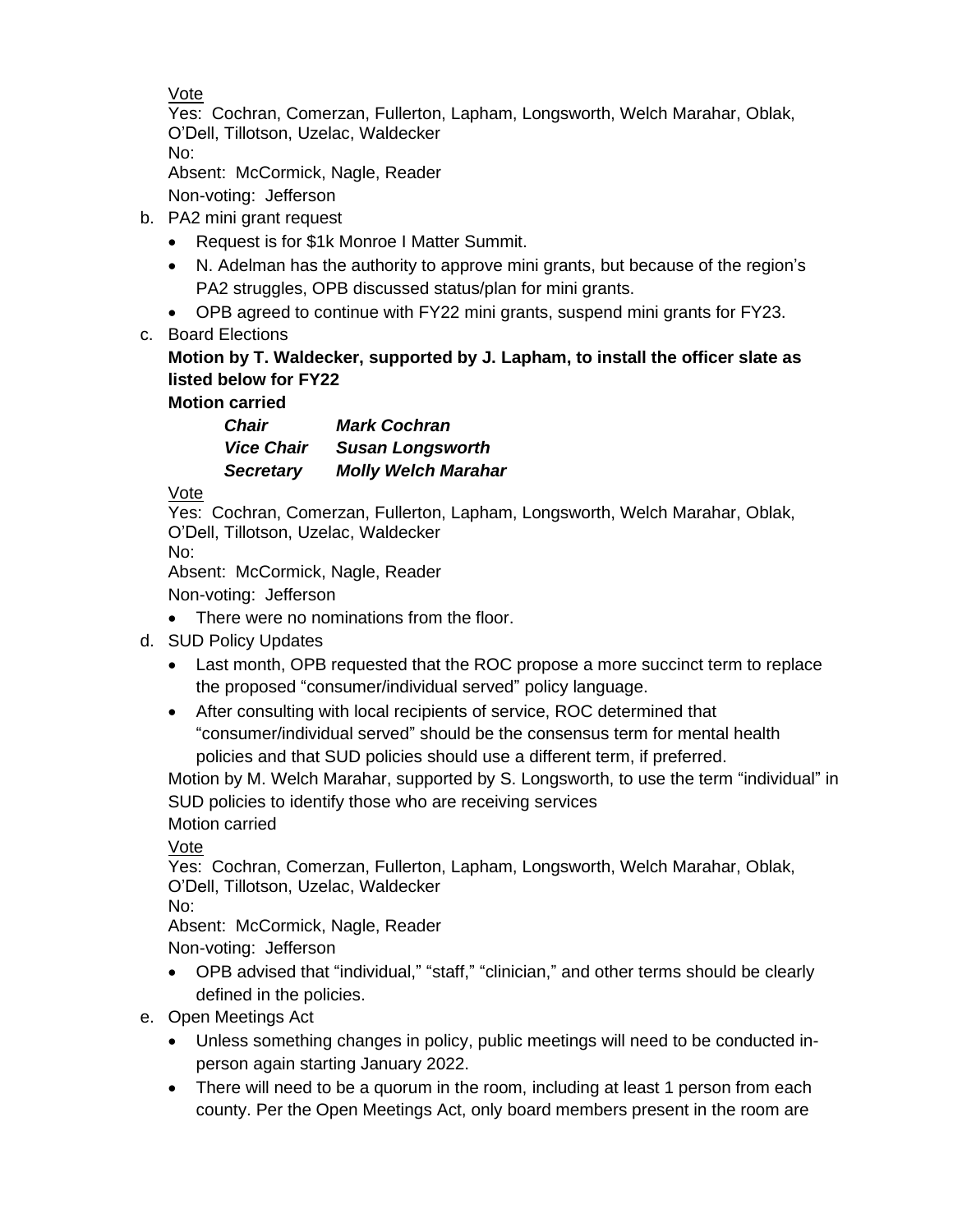Vote

Yes: Cochran, Comerzan, Fullerton, Lapham, Longsworth, Welch Marahar, Oblak, O'Dell, Tillotson, Uzelac, Waldecker
No:
Absent: McCormick, Nagle, Reader
Non-voting: Jefferson

b. PA2 mini grant request
   - Request is for $1k Monroe I Matter Summit.
   - N. Adelman has the authority to approve mini grants, but because of the region's PA2 struggles, OPB discussed status/plan for mini grants.
   - OPB agreed to continue with FY22 mini grants, suspend mini grants for FY23.

c. Board Elections

**Motion by T. Waldecker, supported by J. Lapham, to install the officer slate as listed below for FY22**
**Motion carried**

| | |
|---|---|
| ***Chair*** | ***Mark Cochran*** |
| ***Vice Chair*** | ***Susan Longsworth*** |
| ***Secretary*** | ***Molly Welch Marahar*** |

Vote

Yes: Cochran, Comerzan, Fullerton, Lapham, Longsworth, Welch Marahar, Oblak, O'Dell, Tillotson, Uzelac, Waldecker
No:
Absent: McCormick, Nagle, Reader
Non-voting: Jefferson

   - There were no nominations from the floor.

d. SUD Policy Updates
   - Last month, OPB requested that the ROC propose a more succinct term to replace the proposed "consumer/individual served" policy language.
   - After consulting with local recipients of service, ROC determined that "consumer/individual served" should be the consensus term for mental health policies and that SUD policies should use a different term, if preferred.

Motion by M. Welch Marahar, supported by S. Longsworth, to use the term "individual" in SUD policies to identify those who are receiving services
Motion carried

Vote

Yes: Cochran, Comerzan, Fullerton, Lapham, Longsworth, Welch Marahar, Oblak, O'Dell, Tillotson, Uzelac, Waldecker
No:
Absent: McCormick, Nagle, Reader
Non-voting: Jefferson

   - OPB advised that "individual," "staff," "clinician," and other terms should be clearly defined in the policies.

e. Open Meetings Act
   - Unless something changes in policy, public meetings will need to be conducted in-person again starting January 2022.
   - There will need to be a quorum in the room, including at least 1 person from each county. Per the Open Meetings Act, only board members present in the room are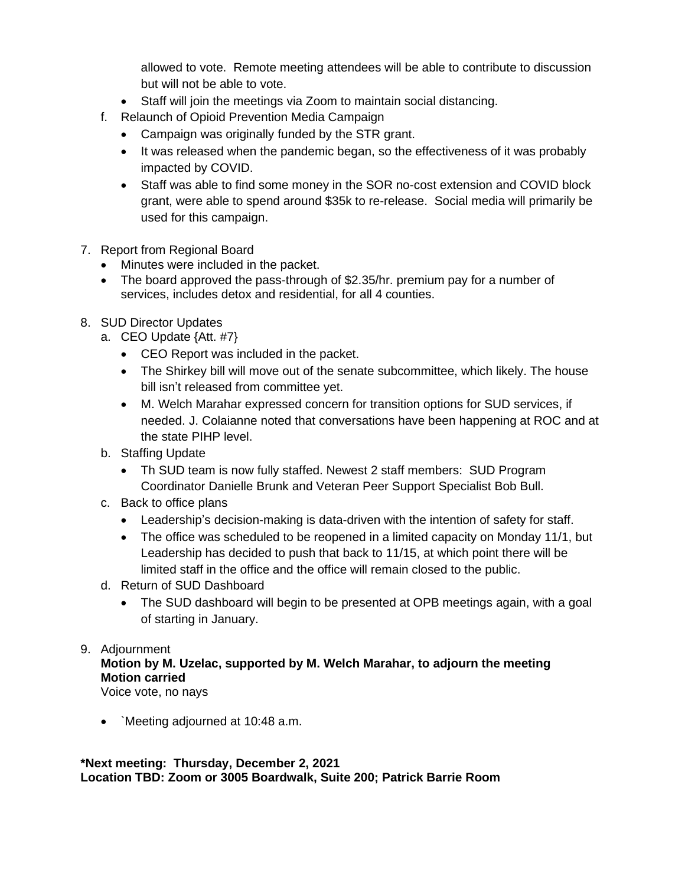allowed to vote.  Remote meeting attendees will be able to contribute to discussion but will not be able to vote.

- Staff will join the meetings via Zoom to maintain social distancing.

f. Relaunch of Opioid Prevention Media Campaign
   - Campaign was originally funded by the STR grant.
   - It was released when the pandemic began, so the effectiveness of it was probably impacted by COVID.
   - Staff was able to find some money in the SOR no-cost extension and COVID block grant, were able to spend around $35k to re-release.  Social media will primarily be used for this campaign.

7. Report from Regional Board
   - Minutes were included in the packet.
   - The board approved the pass-through of $2.35/hr. premium pay for a number of services, includes detox and residential, for all 4 counties.

8. SUD Director Updates
   a. CEO Update {Att. #7}
      - CEO Report was included in the packet.
      - The Shirkey bill will move out of the senate subcommittee, which likely. The house bill isn't released from committee yet.
      - M. Welch Marahar expressed concern for transition options for SUD services, if needed. J. Colaianne noted that conversations have been happening at ROC and at the state PIHP level.
   b. Staffing Update
      - Th SUD team is now fully staffed. Newest 2 staff members:  SUD Program Coordinator Danielle Brunk and Veteran Peer Support Specialist Bob Bull.
   c. Back to office plans
      - Leadership's decision-making is data-driven with the intention of safety for staff.
      - The office was scheduled to be reopened in a limited capacity on Monday 11/1, but Leadership has decided to push that back to 11/15, at which point there will be limited staff in the office and the office will remain closed to the public.
   d. Return of SUD Dashboard
      - The SUD dashboard will begin to be presented at OPB meetings again, with a goal of starting in January.

9. Adjournment

   **Motion by M. Uzelac, supported by M. Welch Marahar, to adjourn the meeting**
   **Motion carried**
   Voice vote, no nays

   - `Meeting adjourned at 10:48 a.m.

**\*Next meeting:  Thursday, December 2, 2021**
**Location TBD: Zoom or 3005 Boardwalk, Suite 200; Patrick Barrie Room**